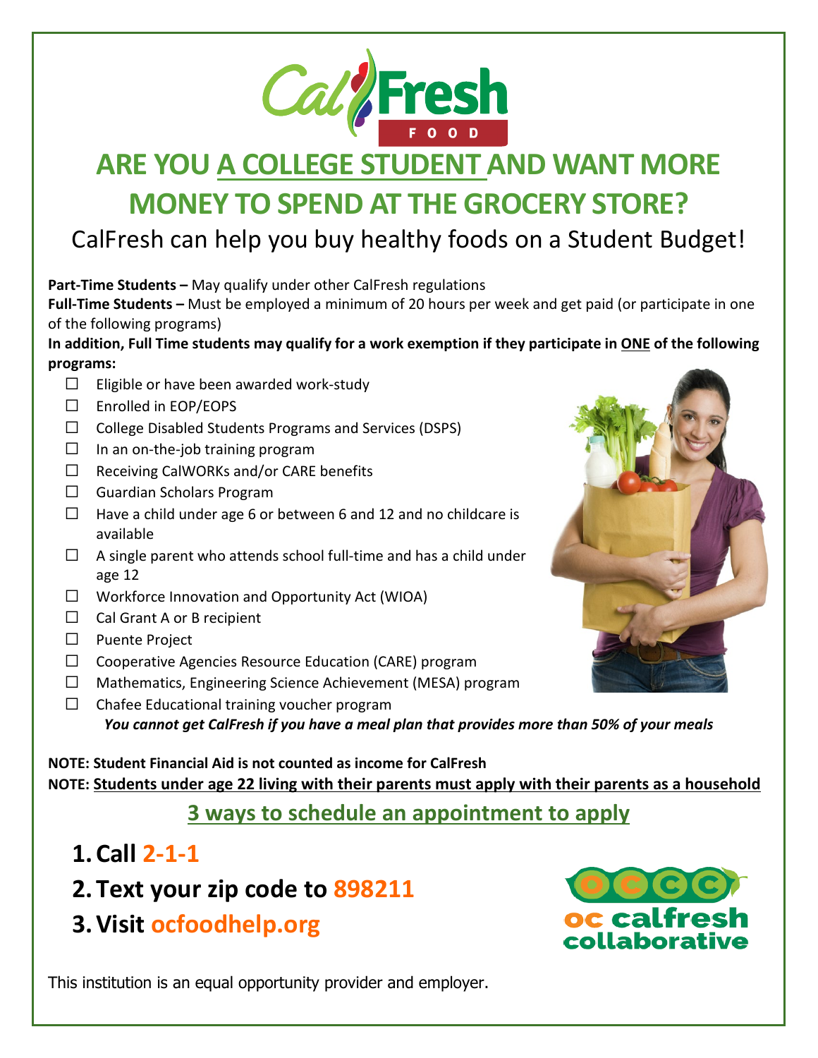# ARE YOU A COLLEGE STUDENT AND WANT MORE MONEY TO SPEND AT THE GROCERY STORE?

CalFresh can help you buy healthy foods on a Student Budget!

**Part-Time Students –** May qualify under other CalFresh regulations

**Full-Time Students –** Must be employed a minimum of 20 hours per week and get paid (or participate in one of the following programs)

**In addition, Full Time students may qualify for a work exemption if they participate in ONE of the following programs:**

- ☐ Eligible or have been awarded work-study
- ☐ Enrolled in EOP/EOPS
- ☐ College Disabled Students Programs and Services (DSPS)
- ☐ In an on-the-job training program
- ☐ Receiving CalWORKs and/or CARE benefits
- ☐ Guardian Scholars Program
- ☐ Have a child under age 6 or between 6 and 12 and no childcare is available
- ☐ A single parent who attends school full-time and has a child under age 12
- ☐ Workforce Innovation and Opportunity Act (WIOA)
- ☐ Cal Grant A or B recipient
- ☐ Puente Project
- ☐ Cooperative Agencies Resource Education (CARE) program
- ☐ Mathematics, Engineering Science Achievement (MESA) program
- ☐ Chafee Educational training voucher program

***You cannot get CalFresh if you have a meal plan that provides more than 50% of your meals***

**NOTE: Student Financial Aid is not counted as income for CalFresh**

**NOTE: Students under age 22 living with their parents must apply with their parents as a household**

## 3 ways to schedule an appointment to apply

1. **Call 2-1-1**
2. **Text your zip code to 898211**
3. **Visit ocfoodhelp.org**

oc calfresh collaborative

This institution is an equal opportunity provider and employer.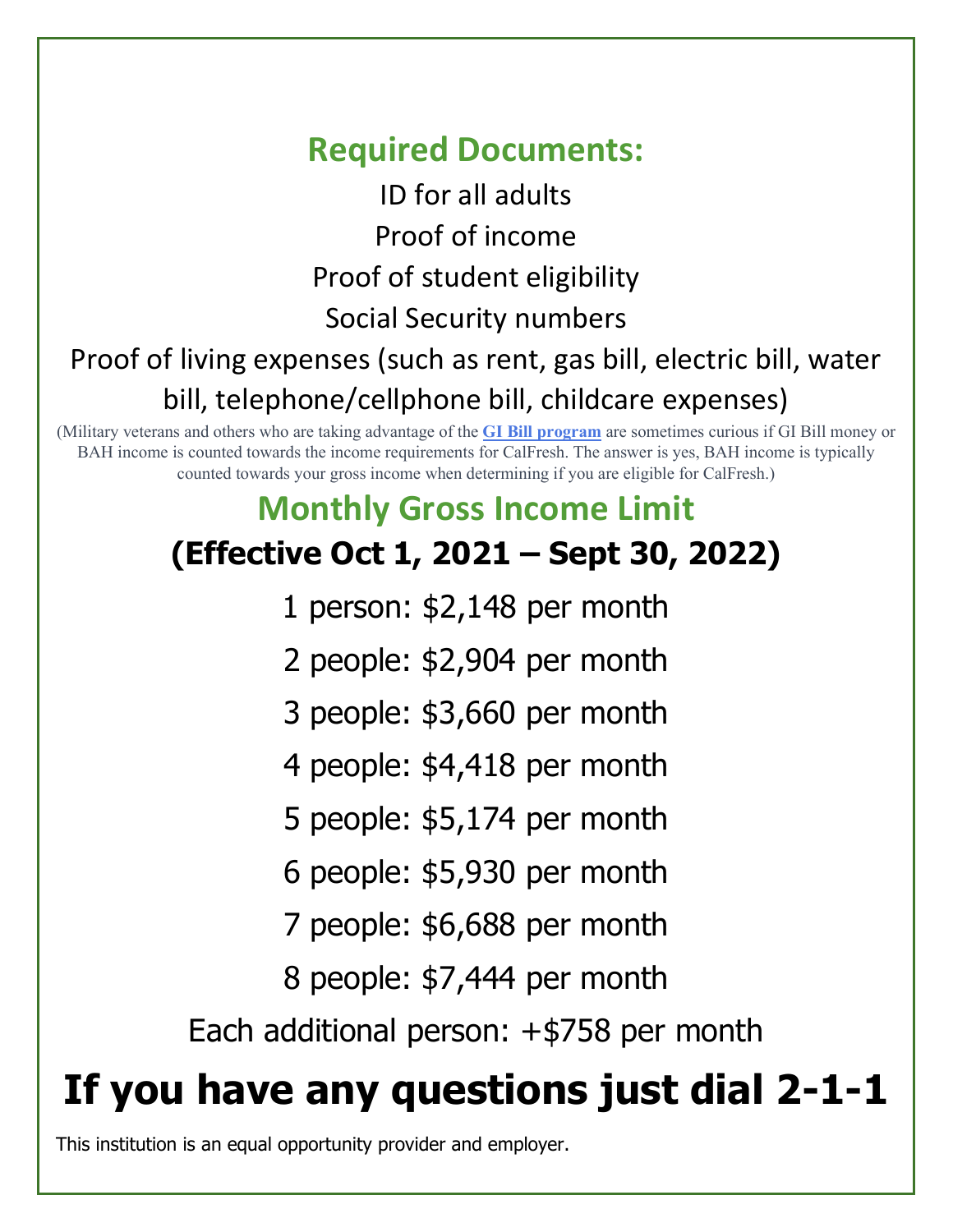## Required Documents:

ID for all adults

Proof of income

Proof of student eligibility

Social Security numbers

Proof of living expenses (such as rent, gas bill, electric bill, water bill, telephone/cellphone bill, childcare expenses)

(Military veterans and others who are taking advantage of the **GI Bill program** are sometimes curious if GI Bill money or BAH income is counted towards the income requirements for CalFresh. The answer is yes, BAH income is typically counted towards your gross income when determining if you are eligible for CalFresh.)

## Monthly Gross Income Limit

**(Effective Oct 1, 2021 – Sept 30, 2022)**

1 person: $2,148 per month

2 people: $2,904 per month

3 people: $3,660 per month

4 people: $4,418 per month

5 people: $5,174 per month

6 people: $5,930 per month

7 people: $6,688 per month

8 people: $7,444 per month

Each additional person: +$758 per month

# If you have any questions just dial 2-1-1

This institution is an equal opportunity provider and employer.